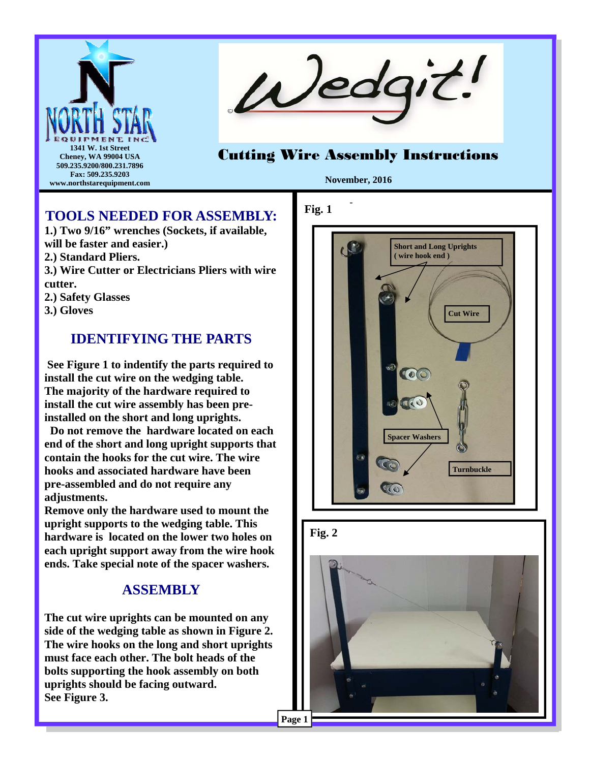NORTH STAR EQUIPMENT INC

1341 W. 1st Street
Cheney, WA 99004 USA
509.235.9200/800.231.7896
Fax: 509.235.9203
www.northstarequipment.com

Wedgit! ©

# Cutting Wire Assembly Instructions

November, 2016

## TOOLS NEEDED FOR ASSEMBLY:

1.) Two 9/16" wrenches (Sockets, if available, will be faster and easier.)
2.) Standard Pliers.
3.) Wire Cutter or Electricians Pliers with wire cutter.
2.) Safety Glasses
3.) Gloves

## IDENTIFYING THE PARTS

See Figure 1 to indentify the parts required to install the cut wire on the wedging table. The majority of the hardware required to install the cut wire assembly has been pre-installed on the short and long uprights.

Do not remove the hardware located on each end of the short and long upright supports that contain the hooks for the cut wire. The wire hooks and associated hardware have been pre-assembled and do not require any adjustments.

Remove only the hardware used to mount the upright supports to the wedging table. This hardware is located on the lower two holes on each upright support away from the wire hook ends. Take special note of the spacer washers.

## ASSEMBLY

The cut wire uprights can be mounted on any side of the wedging table as shown in Figure 2. The wire hooks on the long and short uprights must face each other. The bolt heads of the bolts supporting the hook assembly on both uprights should be facing outward.
See Figure 3.

Fig. 1

Short and Long Uprights ( wire hook end )

Cut Wire

Spacer Washers

Turnbuckle

Fig. 2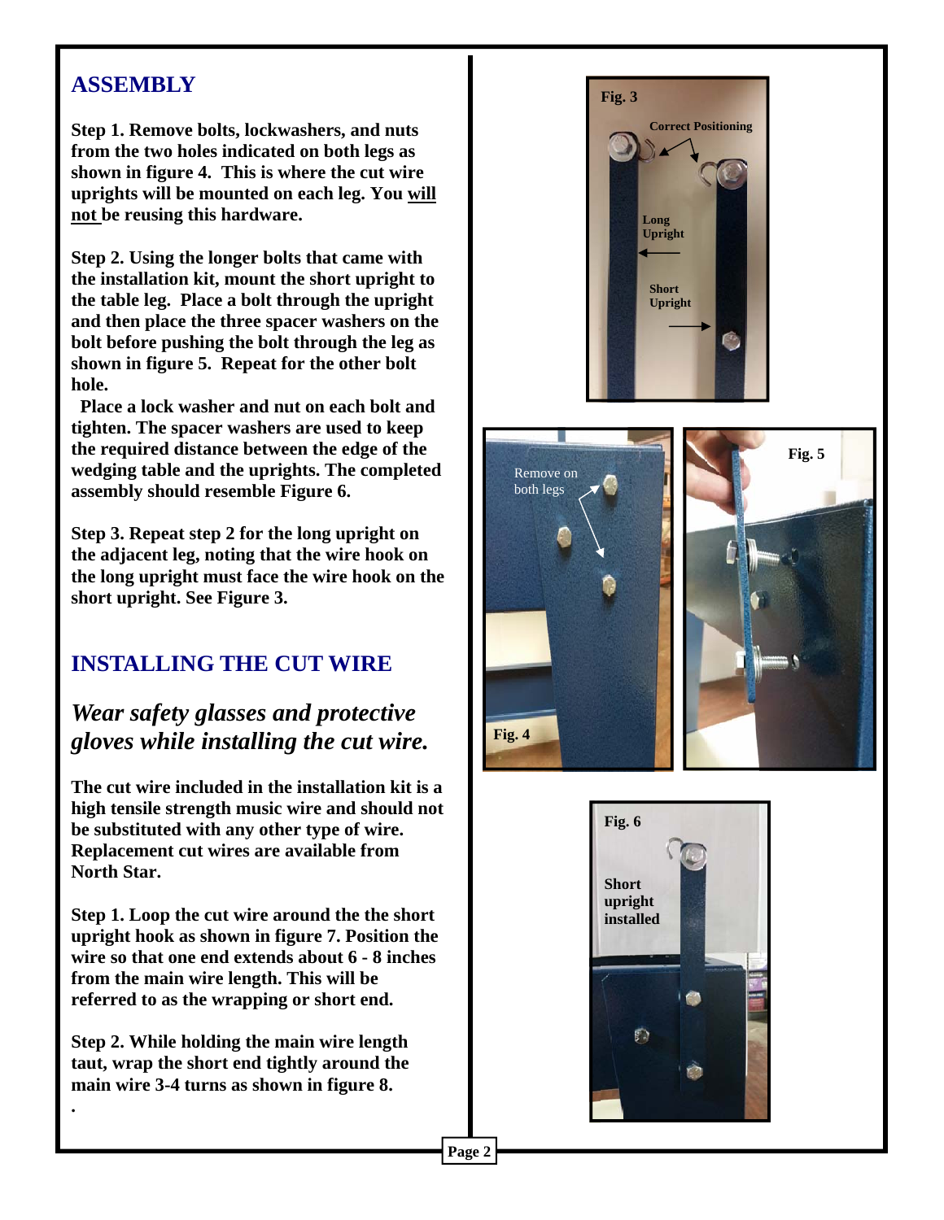## ASSEMBLY

**Step 1. Remove bolts, lockwashers, and nuts from the two holes indicated on both legs as shown in figure 4. This is where the cut wire uprights will be mounted on each leg. You <u>will not</u> be reusing this hardware.**

**Step 2. Using the longer bolts that came with the installation kit, mount the short upright to the table leg. Place a bolt through the upright and then place the three spacer washers on the bolt before pushing the bolt through the leg as shown in figure 5. Repeat for the other bolt hole.**

**Place a lock washer and nut on each bolt and tighten. The spacer washers are used to keep the required distance between the edge of the wedging table and the uprights. The completed assembly should resemble Figure 6.**

**Step 3. Repeat step 2 for the long upright on the adjacent leg, noting that the wire hook on the long upright must face the wire hook on the short upright. See Figure 3.**

## INSTALLING THE CUT WIRE

***Wear safety glasses and protective gloves while installing the cut wire.***

**The cut wire included in the installation kit is a high tensile strength music wire and should not be substituted with any other type of wire. Replacement cut wires are available from North Star.**

**Step 1. Loop the cut wire around the the short upright hook as shown in figure 7. Position the wire so that one end extends about 6 - 8 inches from the main wire length. This will be referred to as the wrapping or short end.**

**Step 2. While holding the main wire length taut, wrap the short end tightly around the main wire 3-4 turns as shown in figure 8.**

**Fig. 3** Correct Positioning; Long Upright; Short Upright

**Fig. 4** Remove on both legs

**Fig. 5**

**Fig. 6** Short upright installed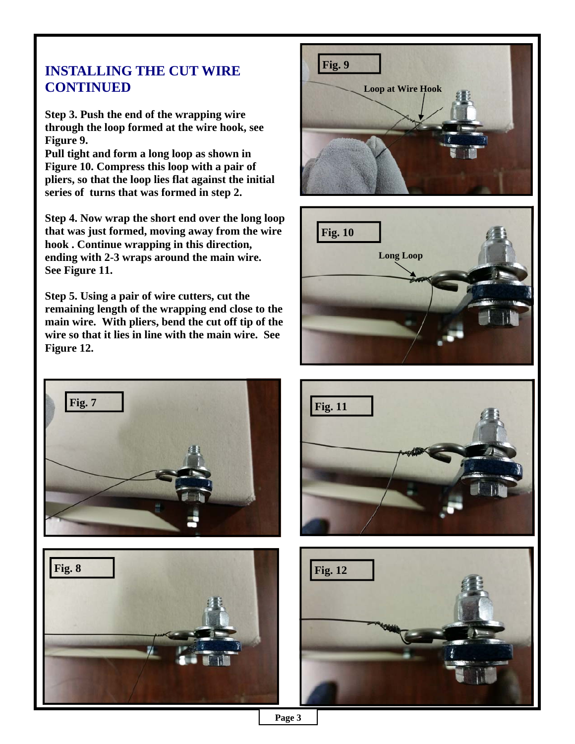## INSTALLING THE CUT WIRE CONTINUED

**Step 3. Push the end of the wrapping wire through the loop formed at the wire hook, see Figure 9.**
**Pull tight and form a long loop as shown in Figure 10. Compress this loop with a pair of pliers, so that the loop lies flat against the initial series of turns that was formed in step 2.**

**Step 4. Now wrap the short end over the long loop that was just formed, moving away from the wire hook . Continue wrapping in this direction, ending with 2-3 wraps around the main wire. See Figure 11.**

**Step 5. Using a pair of wire cutters, cut the remaining length of the wrapping end close to the main wire. With pliers, bend the cut off tip of the wire so that it lies in line with the main wire. See Figure 12.**

**Fig. 9**

Loop at Wire Hook

**Fig. 10**

Long Loop

**Fig. 7**

**Fig. 11**

**Fig. 8**

**Fig. 12**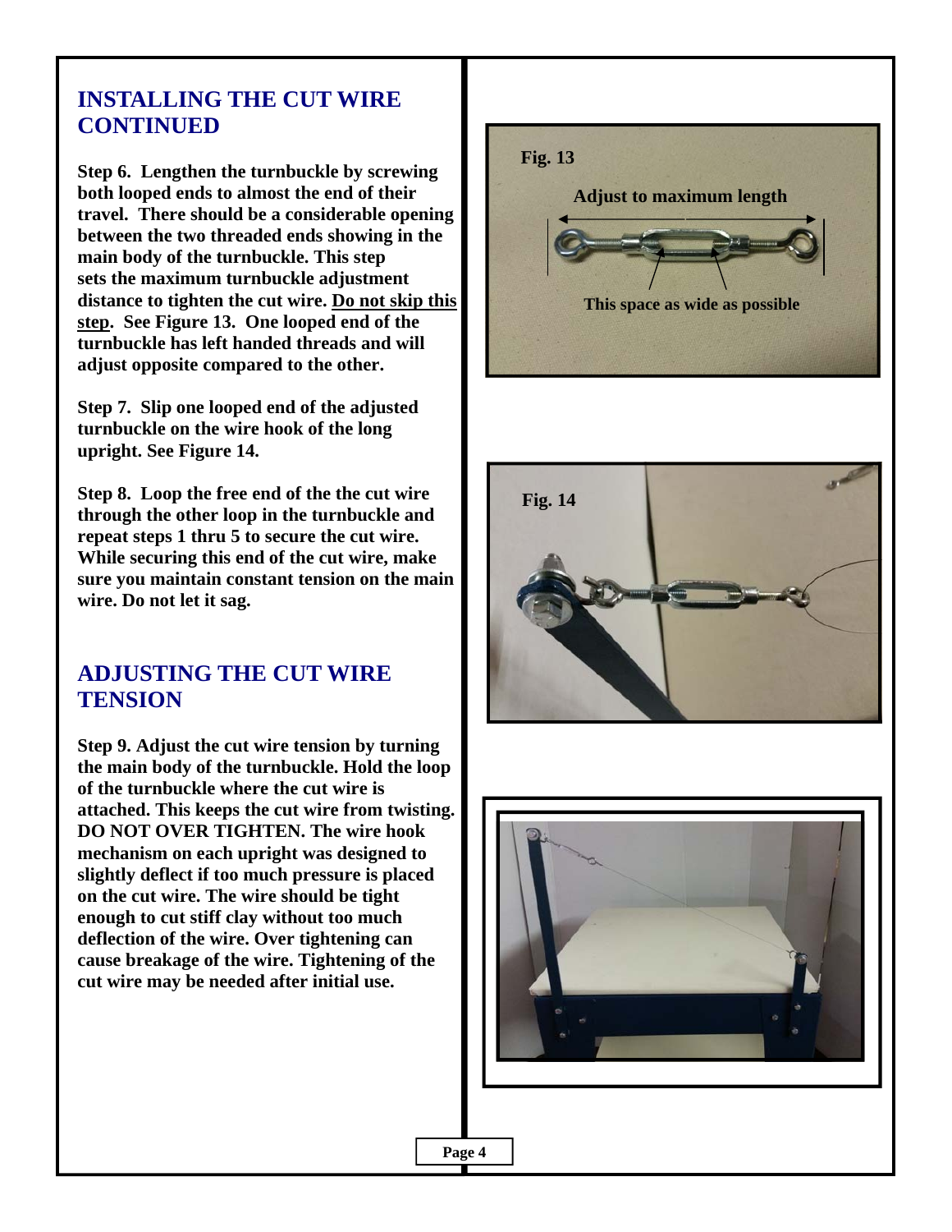## INSTALLING THE CUT WIRE CONTINUED

**Step 6. Lengthen the turnbuckle by screwing both looped ends to almost the end of their travel. There should be a considerable opening between the two threaded ends showing in the main body of the turnbuckle. This step sets the maximum turnbuckle adjustment distance to tighten the cut wire. Do not skip this step. See Figure 13. One looped end of the turnbuckle has left handed threads and will adjust opposite compared to the other.**

**Step 7. Slip one looped end of the adjusted turnbuckle on the wire hook of the long upright. See Figure 14.**

**Step 8. Loop the free end of the the cut wire through the other loop in the turnbuckle and repeat steps 1 thru 5 to secure the cut wire. While securing this end of the cut wire, make sure you maintain constant tension on the main wire. Do not let it sag.**

## ADJUSTING THE CUT WIRE TENSION

**Step 9. Adjust the cut wire tension by turning the main body of the turnbuckle. Hold the loop of the turnbuckle where the cut wire is attached. This keeps the cut wire from twisting. DO NOT OVER TIGHTEN. The wire hook mechanism on each upright was designed to slightly deflect if too much pressure is placed on the cut wire. The wire should be tight enough to cut stiff clay without too much deflection of the wire. Over tightening can cause breakage of the wire. Tightening of the cut wire may be needed after initial use.**

**Fig. 13**

Adjust to maximum length

This space as wide as possible

**Fig. 14**